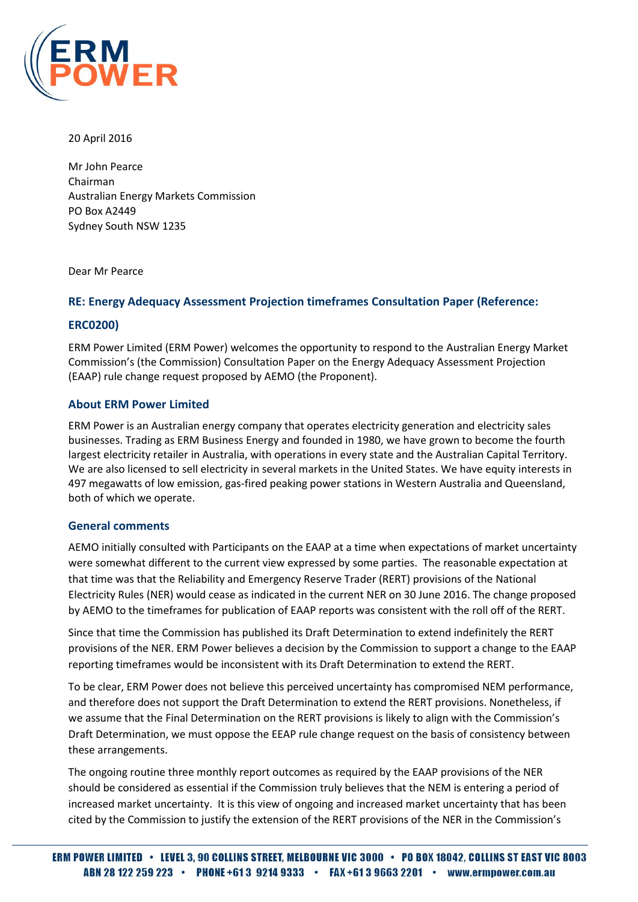20 April 2016

Mr John Pearce
Chairman
Australian Energy Markets Commission
PO Box A2449
Sydney South NSW 1235

Dear Mr Pearce

## RE: Energy Adequacy Assessment Projection timeframes Consultation Paper (Reference: ERC0200)

ERM Power Limited (ERM Power) welcomes the opportunity to respond to the Australian Energy Market Commission's (the Commission) Consultation Paper on the Energy Adequacy Assessment Projection (EAAP) rule change request proposed by AEMO (the Proponent).

## About ERM Power Limited

ERM Power is an Australian energy company that operates electricity generation and electricity sales businesses. Trading as ERM Business Energy and founded in 1980, we have grown to become the fourth largest electricity retailer in Australia, with operations in every state and the Australian Capital Territory. We are also licensed to sell electricity in several markets in the United States. We have equity interests in 497 megawatts of low emission, gas-fired peaking power stations in Western Australia and Queensland, both of which we operate.

## General comments

AEMO initially consulted with Participants on the EAAP at a time when expectations of market uncertainty were somewhat different to the current view expressed by some parties. The reasonable expectation at that time was that the Reliability and Emergency Reserve Trader (RERT) provisions of the National Electricity Rules (NER) would cease as indicated in the current NER on 30 June 2016. The change proposed by AEMO to the timeframes for publication of EAAP reports was consistent with the roll off of the RERT.

Since that time the Commission has published its Draft Determination to extend indefinitely the RERT provisions of the NER. ERM Power believes a decision by the Commission to support a change to the EAAP reporting timeframes would be inconsistent with its Draft Determination to extend the RERT.

To be clear, ERM Power does not believe this perceived uncertainty has compromised NEM performance, and therefore does not support the Draft Determination to extend the RERT provisions. Nonetheless, if we assume that the Final Determination on the RERT provisions is likely to align with the Commission's Draft Determination, we must oppose the EEAP rule change request on the basis of consistency between these arrangements.

The ongoing routine three monthly report outcomes as required by the EAAP provisions of the NER should be considered as essential if the Commission truly believes that the NEM is entering a period of increased market uncertainty. It is this view of ongoing and increased market uncertainty that has been cited by the Commission to justify the extension of the RERT provisions of the NER in the Commission's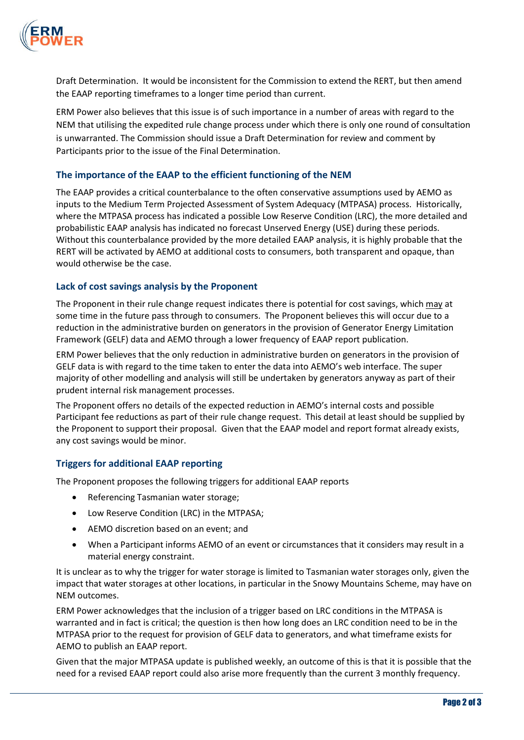Draft Determination. It would be inconsistent for the Commission to extend the RERT, but then amend the EAAP reporting timeframes to a longer time period than current.

ERM Power also believes that this issue is of such importance in a number of areas with regard to the NEM that utilising the expedited rule change process under which there is only one round of consultation is unwarranted. The Commission should issue a Draft Determination for review and comment by Participants prior to the issue of the Final Determination.

### The importance of the EAAP to the efficient functioning of the NEM

The EAAP provides a critical counterbalance to the often conservative assumptions used by AEMO as inputs to the Medium Term Projected Assessment of System Adequacy (MTPASA) process. Historically, where the MTPASA process has indicated a possible Low Reserve Condition (LRC), the more detailed and probabilistic EAAP analysis has indicated no forecast Unserved Energy (USE) during these periods. Without this counterbalance provided by the more detailed EAAP analysis, it is highly probable that the RERT will be activated by AEMO at additional costs to consumers, both transparent and opaque, than would otherwise be the case.

### Lack of cost savings analysis by the Proponent

The Proponent in their rule change request indicates there is potential for cost savings, which <u>may</u> at some time in the future pass through to consumers. The Proponent believes this will occur due to a reduction in the administrative burden on generators in the provision of Generator Energy Limitation Framework (GELF) data and AEMO through a lower frequency of EAAP report publication.

ERM Power believes that the only reduction in administrative burden on generators in the provision of GELF data is with regard to the time taken to enter the data into AEMO's web interface. The super majority of other modelling and analysis will still be undertaken by generators anyway as part of their prudent internal risk management processes.

The Proponent offers no details of the expected reduction in AEMO's internal costs and possible Participant fee reductions as part of their rule change request. This detail at least should be supplied by the Proponent to support their proposal. Given that the EAAP model and report format already exists, any cost savings would be minor.

### Triggers for additional EAAP reporting

The Proponent proposes the following triggers for additional EAAP reports

- Referencing Tasmanian water storage;
- Low Reserve Condition (LRC) in the MTPASA;
- AEMO discretion based on an event; and
- When a Participant informs AEMO of an event or circumstances that it considers may result in a material energy constraint.

It is unclear as to why the trigger for water storage is limited to Tasmanian water storages only, given the impact that water storages at other locations, in particular in the Snowy Mountains Scheme, may have on NEM outcomes.

ERM Power acknowledges that the inclusion of a trigger based on LRC conditions in the MTPASA is warranted and in fact is critical; the question is then how long does an LRC condition need to be in the MTPASA prior to the request for provision of GELF data to generators, and what timeframe exists for AEMO to publish an EAAP report.

Given that the major MTPASA update is published weekly, an outcome of this is that it is possible that the need for a revised EAAP report could also arise more frequently than the current 3 monthly frequency.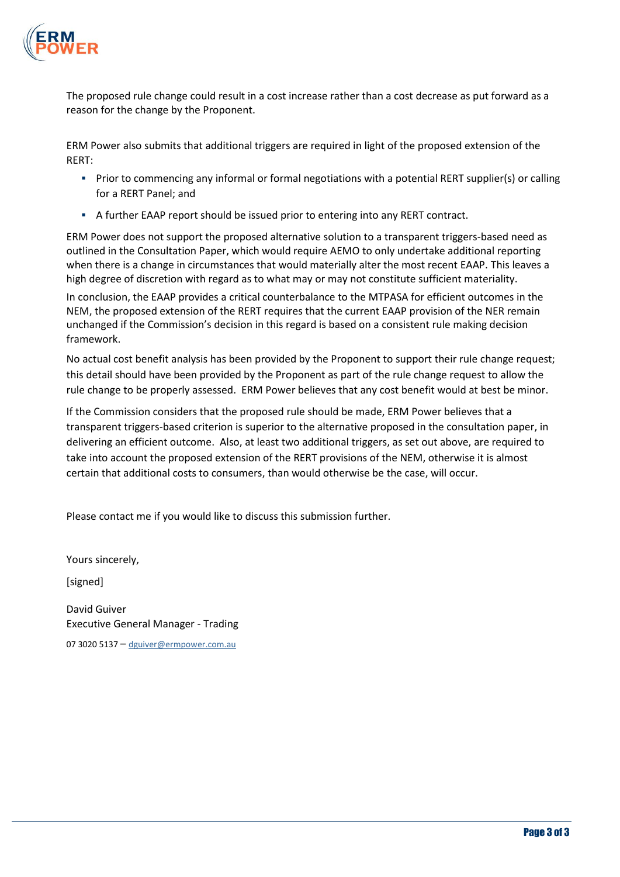The proposed rule change could result in a cost increase rather than a cost decrease as put forward as a reason for the change by the Proponent.

ERM Power also submits that additional triggers are required in light of the proposed extension of the RERT:

- Prior to commencing any informal or formal negotiations with a potential RERT supplier(s) or calling for a RERT Panel; and
- A further EAAP report should be issued prior to entering into any RERT contract.

ERM Power does not support the proposed alternative solution to a transparent triggers-based need as outlined in the Consultation Paper, which would require AEMO to only undertake additional reporting when there is a change in circumstances that would materially alter the most recent EAAP. This leaves a high degree of discretion with regard as to what may or may not constitute sufficient materiality.

In conclusion, the EAAP provides a critical counterbalance to the MTPASA for efficient outcomes in the NEM, the proposed extension of the RERT requires that the current EAAP provision of the NER remain unchanged if the Commission's decision in this regard is based on a consistent rule making decision framework.

No actual cost benefit analysis has been provided by the Proponent to support their rule change request; this detail should have been provided by the Proponent as part of the rule change request to allow the rule change to be properly assessed. ERM Power believes that any cost benefit would at best be minor.

If the Commission considers that the proposed rule should be made, ERM Power believes that a transparent triggers-based criterion is superior to the alternative proposed in the consultation paper, in delivering an efficient outcome. Also, at least two additional triggers, as set out above, are required to take into account the proposed extension of the RERT provisions of the NEM, otherwise it is almost certain that additional costs to consumers, than would otherwise be the case, will occur.

Please contact me if you would like to discuss this submission further.

Yours sincerely,

[signed]

David Guiver
Executive General Manager - Trading

07 3020 5137 – dguiver@ermpower.com.au